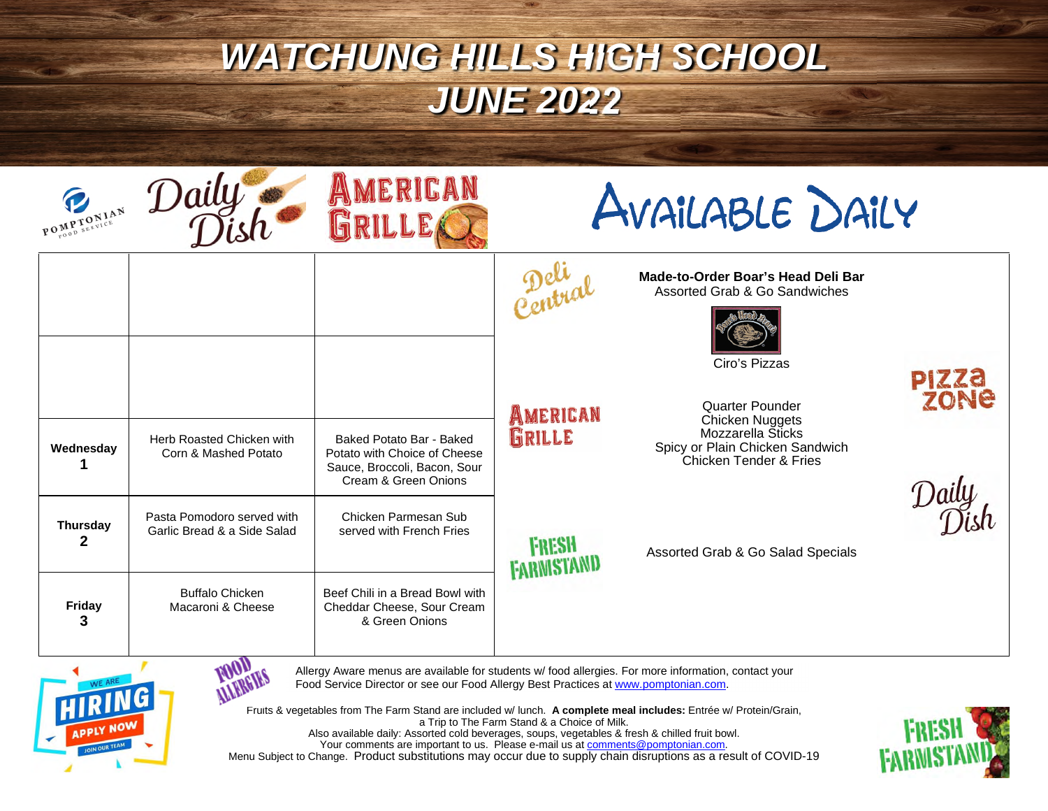# WATCHUNG HILLS HIGH SCHOOL
# JUNE 2022

| | Daily Dish | American Grille |
|---|---|---|
| | | |
| | | |
| **Wednesday 1** | Herb Roasted Chicken with Corn & Mashed Potato | Baked Potato Bar - Baked Potato with Choice of Cheese Sauce, Broccoli, Bacon, Sour Cream & Green Onions |
| **Thursday 2** | Pasta Pomodoro served with Garlic Bread & a Side Salad | Chicken Parmesan Sub served with French Fries |
| **Friday 3** | Buffalo Chicken Macaroni & Cheese | Beef Chili in a Bread Bowl with Cheddar Cheese, Sour Cream & Green Onions |

## Available Daily

**Deli Central**

**Made-to-Order Boar's Head Deli Bar**
Assorted Grab & Go Sandwiches

**Pizza Zone**

Ciro's Pizzas

**American Grille**

Quarter Pounder
Chicken Nuggets
Mozzarella Sticks
Spicy or Plain Chicken Sandwich
Chicken Tender & Fries

**Fresh Farmstand**

Assorted Grab & Go Salad Specials

We are HIRING — Apply Now — Join Our Team

Allergy Aware menus are available for students w/ food allergies. For more information, contact your Food Service Director or see our Food Allergy Best Practices at www.pomptonian.com.

Fruits & vegetables from The Farm Stand are included w/ lunch. **A complete meal includes:** Entrée w/ Protein/Grain, a Trip to The Farm Stand & a Choice of Milk.
Also available daily: Assorted cold beverages, soups, vegetables & fresh & chilled fruit bowl.
Your comments are important to us. Please e-mail us at comments@pomptonian.com.
Menu Subject to Change. Product substitutions may occur due to supply chain disruptions as a result of COVID-19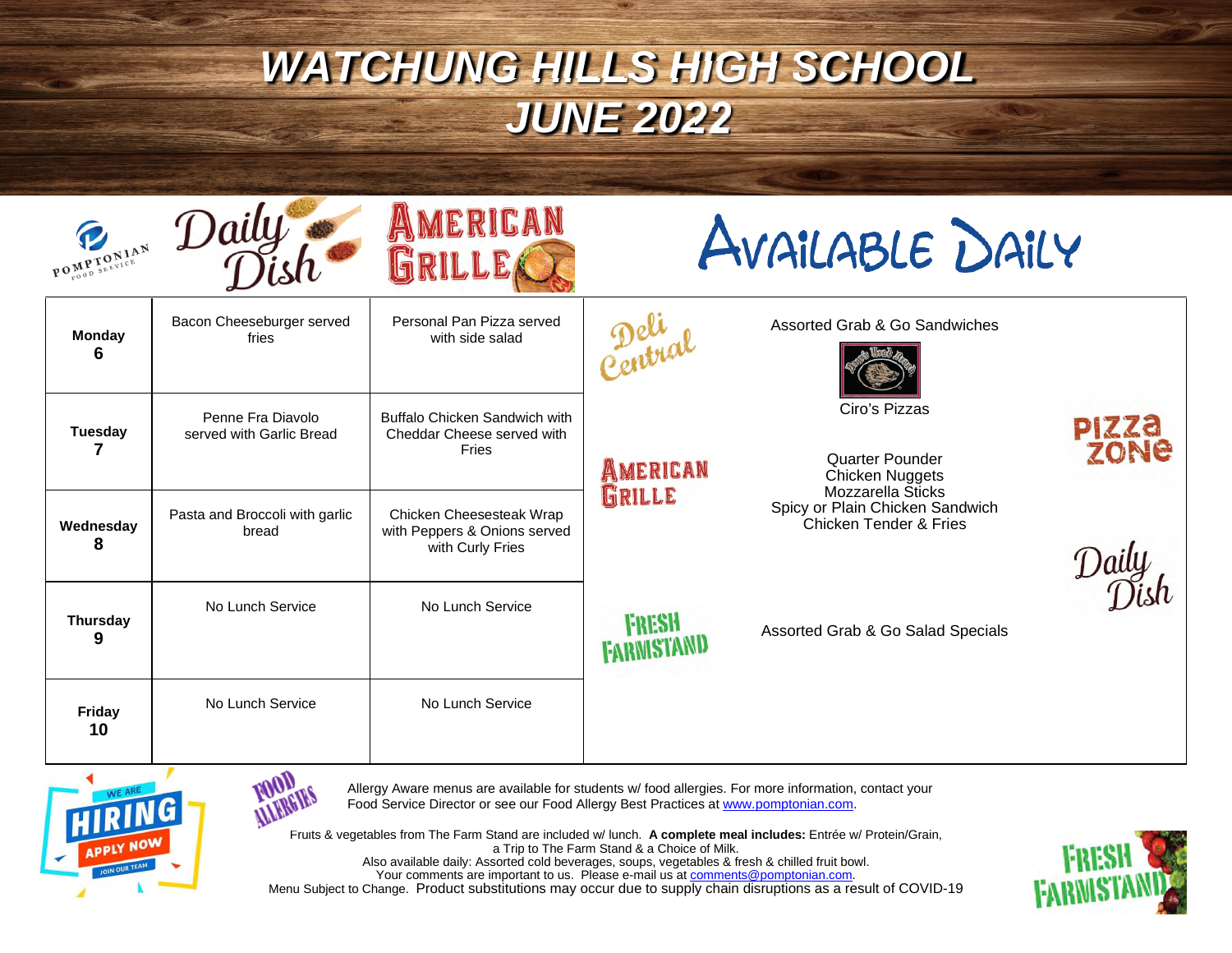# WATCHUNG HILLS HIGH SCHOOL
# JUNE 2022

| | Daily Dish | American Grille |
|---|---|---|
| **Monday 6** | Bacon Cheeseburger served fries | Personal Pan Pizza served with side salad |
| **Tuesday 7** | Penne Fra Diavolo served with Garlic Bread | Buffalo Chicken Sandwich with Cheddar Cheese served with Fries |
| **Wednesday 8** | Pasta and Broccoli with garlic bread | Chicken Cheesesteak Wrap with Peppers & Onions served with Curly Fries |
| **Thursday 9** | No Lunch Service | No Lunch Service |
| **Friday 10** | No Lunch Service | No Lunch Service |

## Available Daily

**Deli Central**
Assorted Grab & Go Sandwiches

**Pizza Zone**
Ciro's Pizzas

**American Grille**
Quarter Pounder
Chicken Nuggets
Mozzarella Sticks
Spicy or Plain Chicken Sandwich
Chicken Tender & Fries

**Daily Dish**

**Fresh Farmstand**
Assorted Grab & Go Salad Specials

---

Allergy Aware menus are available for students w/ food allergies. For more information, contact your Food Service Director or see our Food Allergy Best Practices at www.pomptonian.com.

Fruits & vegetables from The Farm Stand are included w/ lunch. **A complete meal includes:** Entrée w/ Protein/Grain, a Trip to The Farm Stand & a Choice of Milk.
Also available daily: Assorted cold beverages, soups, vegetables & fresh & chilled fruit bowl.
Your comments are important to us. Please e-mail us at comments@pomptonian.com.
Menu Subject to Change. Product substitutions may occur due to supply chain disruptions as a result of COVID-19